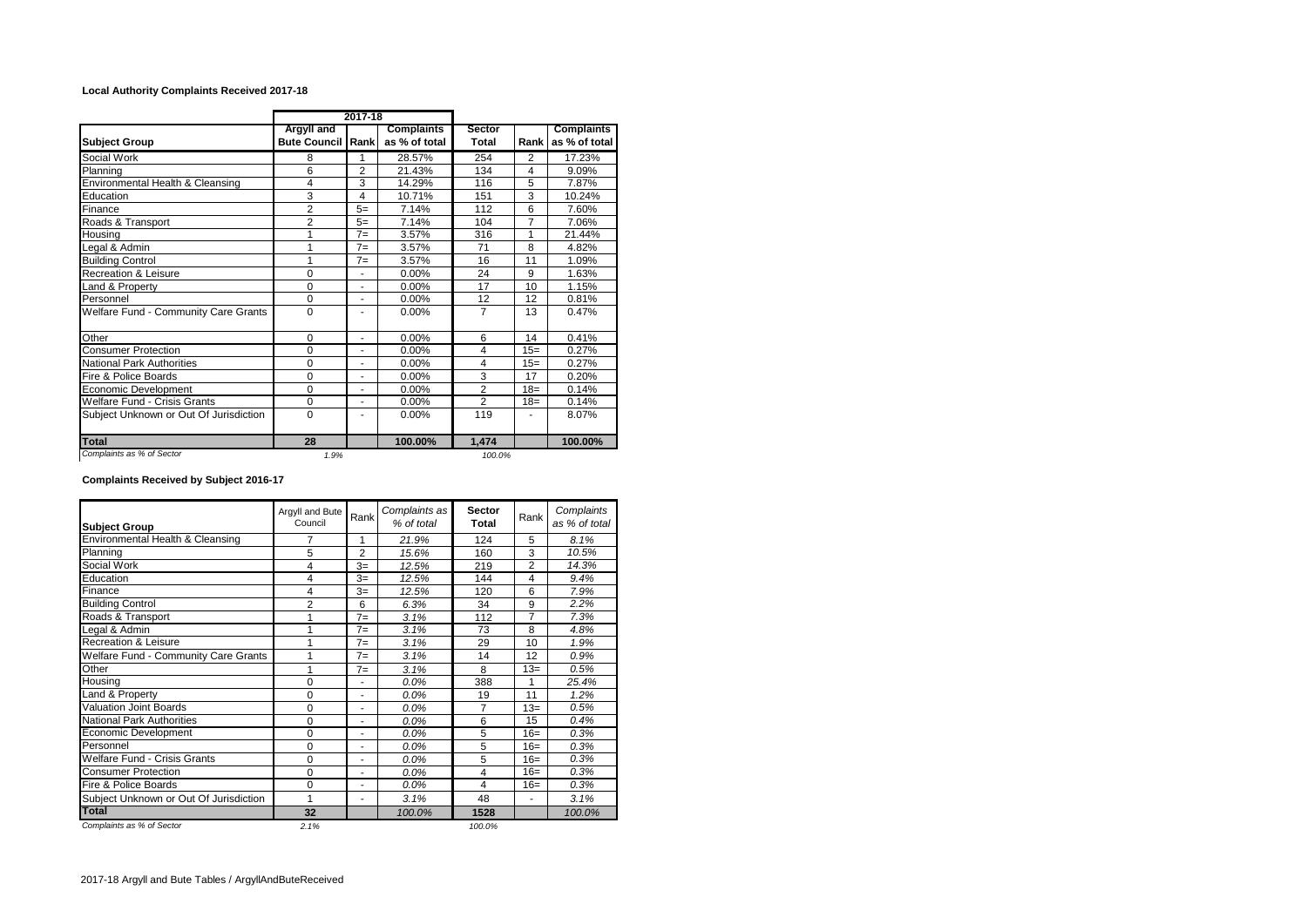**Local Authority Complaints Received 2017-18**

| | 2017-18 | | | | | |
|---|---|---|---|---|---|---|
| **Subject Group** | **Argyll and Bute Council** | **Rank** | **Complaints as % of total** | **Sector Total** | **Rank** | **Complaints as % of total** |
| Social Work | 8 | 1 | 28.57% | 254 | 2 | 17.23% |
| Planning | 6 | 2 | 21.43% | 134 | 4 | 9.09% |
| Environmental Health & Cleansing | 4 | 3 | 14.29% | 116 | 5 | 7.87% |
| Education | 3 | 4 | 10.71% | 151 | 3 | 10.24% |
| Finance | 2 | 5= | 7.14% | 112 | 6 | 7.60% |
| Roads & Transport | 2 | 5= | 7.14% | 104 | 7 | 7.06% |
| Housing | 1 | 7= | 3.57% | 316 | 1 | 21.44% |
| Legal & Admin | 1 | 7= | 3.57% | 71 | 8 | 4.82% |
| Building Control | 1 | 7= | 3.57% | 16 | 11 | 1.09% |
| Recreation & Leisure | 0 | - | 0.00% | 24 | 9 | 1.63% |
| Land & Property | 0 | - | 0.00% | 17 | 10 | 1.15% |
| Personnel | 0 | - | 0.00% | 12 | 12 | 0.81% |
| Welfare Fund - Community Care Grants | 0 | - | 0.00% | 7 | 13 | 0.47% |
| Other | 0 | - | 0.00% | 6 | 14 | 0.41% |
| Consumer Protection | 0 | - | 0.00% | 4 | 15= | 0.27% |
| National Park Authorities | 0 | - | 0.00% | 4 | 15= | 0.27% |
| Fire & Police Boards | 0 | - | 0.00% | 3 | 17 | 0.20% |
| Economic Development | 0 | - | 0.00% | 2 | 18= | 0.14% |
| Welfare Fund - Crisis Grants | 0 | - | 0.00% | 2 | 18= | 0.14% |
| Subject Unknown or Out Of Jurisdiction | 0 | - | 0.00% | 119 | - | 8.07% |
| **Total** | **28** | | **100.00%** | **1,474** | | **100.00%** |
| *Complaints as % of Sector* | *1.9%* | | | *100.0%* | | |

**Complaints Received by Subject 2016-17**

| **Subject Group** | Argyll and Bute Council | Rank | *Complaints as % of total* | **Sector Total** | Rank | *Complaints as % of total* |
|---|---|---|---|---|---|---|
| Environmental Health & Cleansing | 7 | 1 | *21.9%* | 124 | 5 | *8.1%* |
| Planning | 5 | 2 | *15.6%* | 160 | 3 | *10.5%* |
| Social Work | 4 | 3= | *12.5%* | 219 | 2 | *14.3%* |
| Education | 4 | 3= | *12.5%* | 144 | 4 | *9.4%* |
| Finance | 4 | 3= | *12.5%* | 120 | 6 | *7.9%* |
| Building Control | 2 | 6 | *6.3%* | 34 | 9 | *2.2%* |
| Roads & Transport | 1 | 7= | *3.1%* | 112 | 7 | *7.3%* |
| Legal & Admin | 1 | 7= | *3.1%* | 73 | 8 | *4.8%* |
| Recreation & Leisure | 1 | 7= | *3.1%* | 29 | 10 | *1.9%* |
| Welfare Fund - Community Care Grants | 1 | 7= | *3.1%* | 14 | 12 | *0.9%* |
| Other | 1 | 7= | *3.1%* | 8 | 13= | *0.5%* |
| Housing | 0 | - | *0.0%* | 388 | 1 | *25.4%* |
| Land & Property | 0 | - | *0.0%* | 19 | 11 | *1.2%* |
| Valuation Joint Boards | 0 | - | *0.0%* | 7 | 13= | *0.5%* |
| National Park Authorities | 0 | - | *0.0%* | 6 | 15 | *0.4%* |
| Economic Development | 0 | - | *0.0%* | 5 | 16= | *0.3%* |
| Personnel | 0 | - | *0.0%* | 5 | 16= | *0.3%* |
| Welfare Fund - Crisis Grants | 0 | - | *0.0%* | 5 | 16= | *0.3%* |
| Consumer Protection | 0 | - | *0.0%* | 4 | 16= | *0.3%* |
| Fire & Police Boards | 0 | - | *0.0%* | 4 | 16= | *0.3%* |
| Subject Unknown or Out Of Jurisdiction | 1 | - | *3.1%* | 48 | - | *3.1%* |
| **Total** | **32** | | *100.0%* | **1528** | | *100.0%* |
| *Complaints as % of Sector* | *2.1%* | | | *100.0%* | | |

2017-18 Argyll and Bute Tables / ArgyllAndButeReceived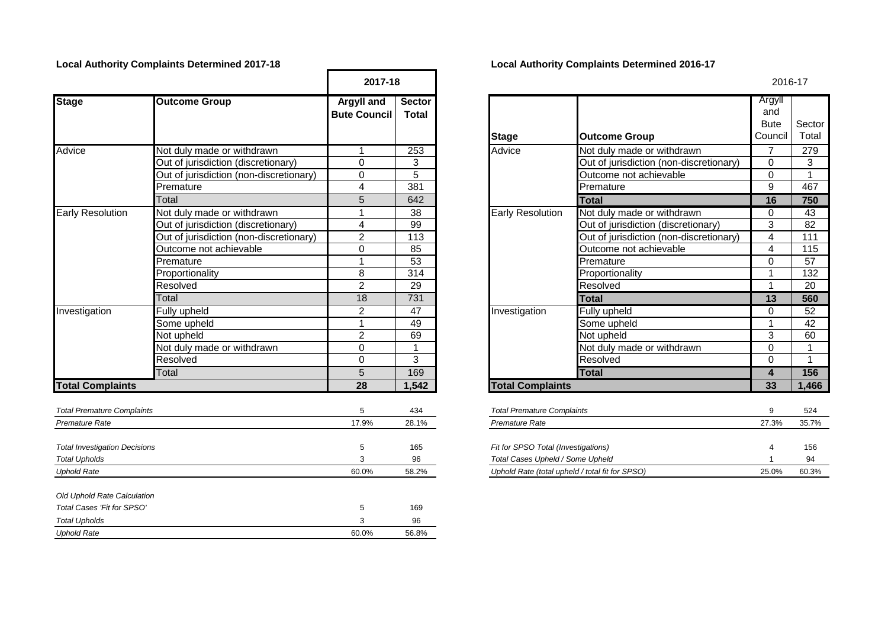**Local Authority Complaints Determined 2017-18**

| Stage | Outcome Group | 2017-18 Argyll and Bute Council | 2017-18 Sector Total |
|---|---|---|---|
| Advice | Not duly made or withdrawn | 1 | 253 |
| | Out of jurisdiction (discretionary) | 0 | 3 |
| | Out of jurisdiction (non-discretionary) | 0 | 5 |
| | Premature | 4 | 381 |
| | Total | 5 | 642 |
| Early Resolution | Not duly made or withdrawn | 1 | 38 |
| | Out of jurisdiction (discretionary) | 4 | 99 |
| | Out of jurisdiction (non-discretionary) | 2 | 113 |
| | Outcome not achievable | 0 | 85 |
| | Premature | 1 | 53 |
| | Proportionality | 8 | 314 |
| | Resolved | 2 | 29 |
| | Total | 18 | 731 |
| Investigation | Fully upheld | 2 | 47 |
| | Some upheld | 1 | 49 |
| | Not upheld | 2 | 69 |
| | Not duly made or withdrawn | 0 | 1 |
| | Resolved | 0 | 3 |
| | Total | 5 | 169 |
| **Total Complaints** | | **28** | **1,542** |

| | Argyll and Bute Council | Sector Total |
|---|---|---|
| *Total Premature Complaints* | 5 | 434 |
| *Premature Rate* | 17.9% | 28.1% |
| *Total Investigation Decisions* | 5 | 165 |
| *Total Upholds* | 3 | 96 |
| *Uphold Rate* | 60.0% | 58.2% |
| *Old Uphold Rate Calculation* | | |
| *Total Cases 'Fit for SPSO'* | 5 | 169 |
| *Total Upholds* | 3 | 96 |
| *Uphold Rate* | 60.0% | 56.8% |

**Local Authority Complaints Determined 2016-17**

| Stage | Outcome Group | 2016-17 Argyll and Bute Council | 2016-17 Sector Total |
|---|---|---|---|
| Advice | Not duly made or withdrawn | 7 | 279 |
| | Out of jurisdiction (non-discretionary) | 0 | 3 |
| | Outcome not achievable | 0 | 1 |
| | Premature | 9 | 467 |
| | **Total** | **16** | **750** |
| Early Resolution | Not duly made or withdrawn | 0 | 43 |
| | Out of jurisdiction (discretionary) | 3 | 82 |
| | Out of jurisdiction (non-discretionary) | 4 | 111 |
| | Outcome not achievable | 4 | 115 |
| | Premature | 0 | 57 |
| | Proportionality | 1 | 132 |
| | Resolved | 1 | 20 |
| | **Total** | **13** | **560** |
| Investigation | Fully upheld | 0 | 52 |
| | Some upheld | 1 | 42 |
| | Not upheld | 3 | 60 |
| | Not duly made or withdrawn | 0 | 1 |
| | Resolved | 0 | 1 |
| | **Total** | **4** | **156** |
| **Total Complaints** | | **33** | **1,466** |

| | Argyll and Bute Council | Sector Total |
|---|---|---|
| *Total Premature Complaints* | 9 | 524 |
| *Premature Rate* | 27.3% | 35.7% |
| *Fit for SPSO Total (Investigations)* | 4 | 156 |
| *Total Cases Upheld / Some Upheld* | 1 | 94 |
| *Uphold Rate (total upheld / total fit for SPSO)* | 25.0% | 60.3% |